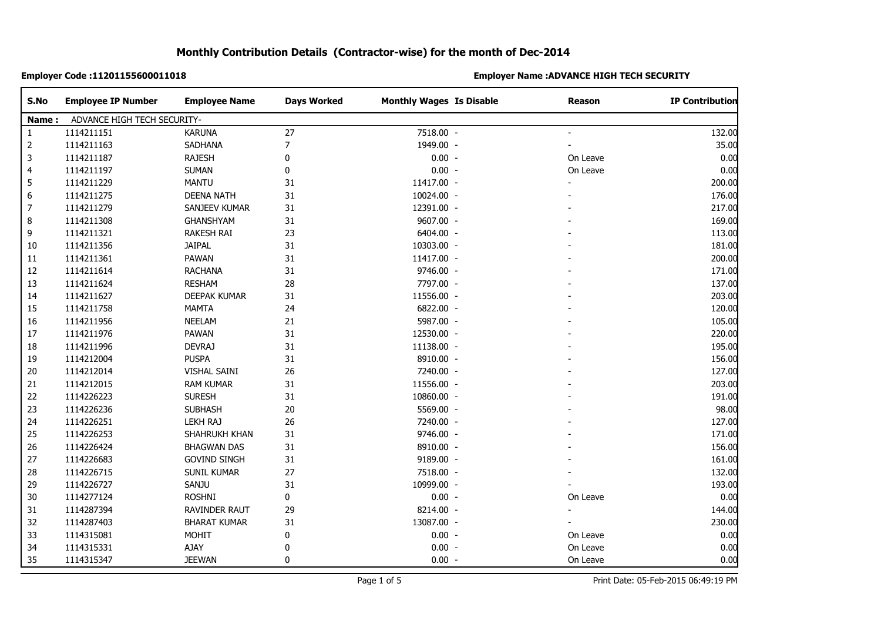# Monthly Contribution Details (Contractor-wise) for the month of Dec-2014

**Employer Code :11201155600011018** **Employer Name :ADVANCE HIGH TECH SECURITY**

| S.No | Employee IP Number | Employee Name | Days Worked | Monthly Wages | Is Disable | Reason | IP Contribution |
|---|---|---|---|---|---|---|---|
| **Name :** | ADVANCE HIGH TECH SECURITY- | | | | | | |
| 1 | 1114211151 | KARUNA | 27 | 7518.00 | - | - | 132.00 |
| 2 | 1114211163 | SADHANA | 7 | 1949.00 | - | - | 35.00 |
| 3 | 1114211187 | RAJESH | 0 | 0.00 | - | On Leave | 0.00 |
| 4 | 1114211197 | SUMAN | 0 | 0.00 | - | On Leave | 0.00 |
| 5 | 1114211229 | MANTU | 31 | 11417.00 | - | - | 200.00 |
| 6 | 1114211275 | DEENA NATH | 31 | 10024.00 | - | - | 176.00 |
| 7 | 1114211279 | SANJEEV KUMAR | 31 | 12391.00 | - | - | 217.00 |
| 8 | 1114211308 | GHANSHYAM | 31 | 9607.00 | - | - | 169.00 |
| 9 | 1114211321 | RAKESH RAI | 23 | 6404.00 | - | - | 113.00 |
| 10 | 1114211356 | JAIPAL | 31 | 10303.00 | - | - | 181.00 |
| 11 | 1114211361 | PAWAN | 31 | 11417.00 | - | - | 200.00 |
| 12 | 1114211614 | RACHANA | 31 | 9746.00 | - | - | 171.00 |
| 13 | 1114211624 | RESHAM | 28 | 7797.00 | - | - | 137.00 |
| 14 | 1114211627 | DEEPAK KUMAR | 31 | 11556.00 | - | - | 203.00 |
| 15 | 1114211758 | MAMTA | 24 | 6822.00 | - | - | 120.00 |
| 16 | 1114211956 | NEELAM | 21 | 5987.00 | - | - | 105.00 |
| 17 | 1114211976 | PAWAN | 31 | 12530.00 | - | - | 220.00 |
| 18 | 1114211996 | DEVRAJ | 31 | 11138.00 | - | - | 195.00 |
| 19 | 1114212004 | PUSPA | 31 | 8910.00 | - | - | 156.00 |
| 20 | 1114212014 | VISHAL SAINI | 26 | 7240.00 | - | - | 127.00 |
| 21 | 1114212015 | RAM KUMAR | 31 | 11556.00 | - | - | 203.00 |
| 22 | 1114226223 | SURESH | 31 | 10860.00 | - | - | 191.00 |
| 23 | 1114226236 | SUBHASH | 20 | 5569.00 | - | - | 98.00 |
| 24 | 1114226251 | LEKH RAJ | 26 | 7240.00 | - | - | 127.00 |
| 25 | 1114226253 | SHAHRUKH KHAN | 31 | 9746.00 | - | - | 171.00 |
| 26 | 1114226424 | BHAGWAN DAS | 31 | 8910.00 | - | - | 156.00 |
| 27 | 1114226683 | GOVIND SINGH | 31 | 9189.00 | - | - | 161.00 |
| 28 | 1114226715 | SUNIL KUMAR | 27 | 7518.00 | - | - | 132.00 |
| 29 | 1114226727 | SANJU | 31 | 10999.00 | - | - | 193.00 |
| 30 | 1114277124 | ROSHNI | 0 | 0.00 | - | On Leave | 0.00 |
| 31 | 1114287394 | RAVINDER RAUT | 29 | 8214.00 | - | - | 144.00 |
| 32 | 1114287403 | BHARAT KUMAR | 31 | 13087.00 | - | - | 230.00 |
| 33 | 1114315081 | MOHIT | 0 | 0.00 | - | On Leave | 0.00 |
| 34 | 1114315331 | AJAY | 0 | 0.00 | - | On Leave | 0.00 |
| 35 | 1114315347 | JEEWAN | 0 | 0.00 | - | On Leave | 0.00 |

Print Date: 05-Feb-2015 06:49:19 PM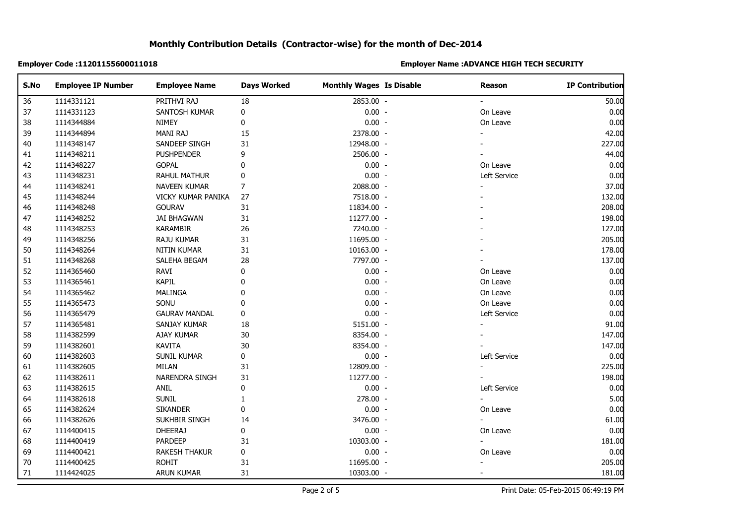## Monthly Contribution Details (Contractor-wise) for the month of Dec-2014

**Employer Code :11201155600011018**

**Employer Name :ADVANCE HIGH TECH SECURITY**

| S.No | Employee IP Number | Employee Name | Days Worked | Monthly Wages | Is Disable | Reason | IP Contribution |
|---|---|---|---|---|---|---|---|
| 36 | 1114331121 | PRITHVI RAJ | 18 | 2853.00 | - | - | 50.00 |
| 37 | 1114331123 | SANTOSH KUMAR | 0 | 0.00 | - | On Leave | 0.00 |
| 38 | 1114344884 | NIMEY | 0 | 0.00 | - | On Leave | 0.00 |
| 39 | 1114344894 | MANI RAJ | 15 | 2378.00 | - | - | 42.00 |
| 40 | 1114348147 | SANDEEP SINGH | 31 | 12948.00 | - | - | 227.00 |
| 41 | 1114348211 | PUSHPENDER | 9 | 2506.00 | - | - | 44.00 |
| 42 | 1114348227 | GOPAL | 0 | 0.00 | - | On Leave | 0.00 |
| 43 | 1114348231 | RAHUL MATHUR | 0 | 0.00 | - | Left Service | 0.00 |
| 44 | 1114348241 | NAVEEN KUMAR | 7 | 2088.00 | - | - | 37.00 |
| 45 | 1114348244 | VICKY KUMAR PANIKA | 27 | 7518.00 | - | - | 132.00 |
| 46 | 1114348248 | GOURAV | 31 | 11834.00 | - | - | 208.00 |
| 47 | 1114348252 | JAI BHAGWAN | 31 | 11277.00 | - | - | 198.00 |
| 48 | 1114348253 | KARAMBIR | 26 | 7240.00 | - | - | 127.00 |
| 49 | 1114348256 | RAJU KUMAR | 31 | 11695.00 | - | - | 205.00 |
| 50 | 1114348264 | NITIN KUMAR | 31 | 10163.00 | - | - | 178.00 |
| 51 | 1114348268 | SALEHA BEGAM | 28 | 7797.00 | - | - | 137.00 |
| 52 | 1114365460 | RAVI | 0 | 0.00 | - | On Leave | 0.00 |
| 53 | 1114365461 | KAPIL | 0 | 0.00 | - | On Leave | 0.00 |
| 54 | 1114365462 | MALINGA | 0 | 0.00 | - | On Leave | 0.00 |
| 55 | 1114365473 | SONU | 0 | 0.00 | - | On Leave | 0.00 |
| 56 | 1114365479 | GAURAV MANDAL | 0 | 0.00 | - | Left Service | 0.00 |
| 57 | 1114365481 | SANJAY KUMAR | 18 | 5151.00 | - | - | 91.00 |
| 58 | 1114382599 | AJAY KUMAR | 30 | 8354.00 | - | - | 147.00 |
| 59 | 1114382601 | KAVITA | 30 | 8354.00 | - | - | 147.00 |
| 60 | 1114382603 | SUNIL KUMAR | 0 | 0.00 | - | Left Service | 0.00 |
| 61 | 1114382605 | MILAN | 31 | 12809.00 | - | - | 225.00 |
| 62 | 1114382611 | NARENDRA SINGH | 31 | 11277.00 | - | - | 198.00 |
| 63 | 1114382615 | ANIL | 0 | 0.00 | - | Left Service | 0.00 |
| 64 | 1114382618 | SUNIL | 1 | 278.00 | - | - | 5.00 |
| 65 | 1114382624 | SIKANDER | 0 | 0.00 | - | On Leave | 0.00 |
| 66 | 1114382626 | SUKHBIR SINGH | 14 | 3476.00 | - | - | 61.00 |
| 67 | 1114400415 | DHEERAJ | 0 | 0.00 | - | On Leave | 0.00 |
| 68 | 1114400419 | PARDEEP | 31 | 10303.00 | - | - | 181.00 |
| 69 | 1114400421 | RAKESH THAKUR | 0 | 0.00 | - | On Leave | 0.00 |
| 70 | 1114400425 | ROHIT | 31 | 11695.00 | - | - | 205.00 |
| 71 | 1114424025 | ARUN KUMAR | 31 | 10303.00 | - | - | 181.00 |

Print Date: 05-Feb-2015 06:49:19 PM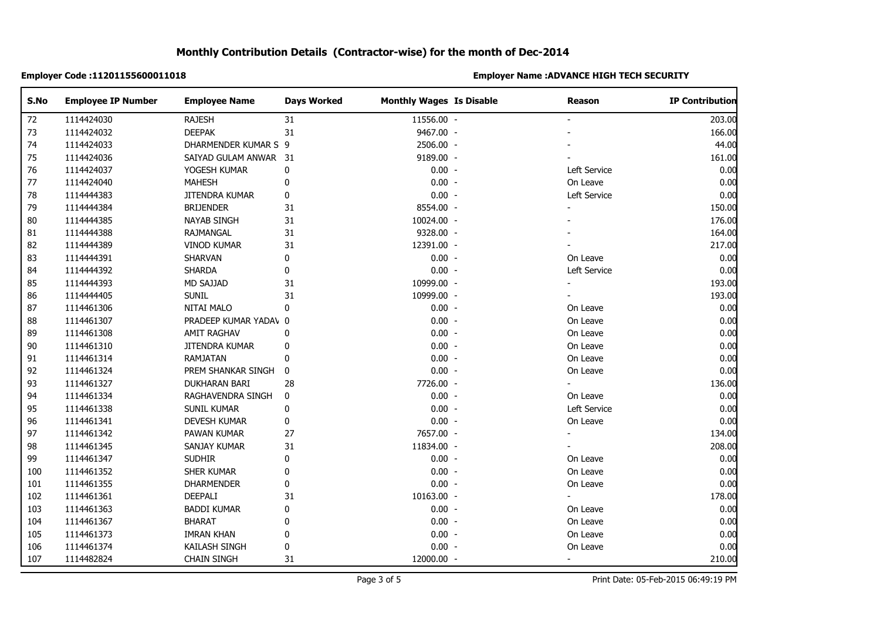# Monthly Contribution Details (Contractor-wise) for the month of Dec-2014

**Employer Code :11201155600011018**

**Employer Name :ADVANCE HIGH TECH SECURITY**

| S.No | Employee IP Number | Employee Name | Days Worked | Monthly Wages | Is Disable | Reason | IP Contribution |
|---|---|---|---|---|---|---|---|
| 72 | 1114424030 | RAJESH | 31 | 11556.00 | - | - | 203.00 |
| 73 | 1114424032 | DEEPAK | 31 | 9467.00 | - | - | 166.00 |
| 74 | 1114424033 | DHARMENDER KUMAR S | 9 | 2506.00 | - | - | 44.00 |
| 75 | 1114424036 | SAIYAD GULAM ANWAR | 31 | 9189.00 | - | - | 161.00 |
| 76 | 1114424037 | YOGESH KUMAR | 0 | 0.00 | - | Left Service | 0.00 |
| 77 | 1114424040 | MAHESH | 0 | 0.00 | - | On Leave | 0.00 |
| 78 | 1114444383 | JITENDRA KUMAR | 0 | 0.00 | - | Left Service | 0.00 |
| 79 | 1114444384 | BRIJENDER | 31 | 8554.00 | - | - | 150.00 |
| 80 | 1114444385 | NAYAB SINGH | 31 | 10024.00 | - | - | 176.00 |
| 81 | 1114444388 | RAJMANGAL | 31 | 9328.00 | - | - | 164.00 |
| 82 | 1114444389 | VINOD KUMAR | 31 | 12391.00 | - | - | 217.00 |
| 83 | 1114444391 | SHARVAN | 0 | 0.00 | - | On Leave | 0.00 |
| 84 | 1114444392 | SHARDA | 0 | 0.00 | - | Left Service | 0.00 |
| 85 | 1114444393 | MD SAJJAD | 31 | 10999.00 | - | - | 193.00 |
| 86 | 1114444405 | SUNIL | 31 | 10999.00 | - | - | 193.00 |
| 87 | 1114461306 | NITAI MALO | 0 | 0.00 | - | On Leave | 0.00 |
| 88 | 1114461307 | PRADEEP KUMAR YADAV | 0 | 0.00 | - | On Leave | 0.00 |
| 89 | 1114461308 | AMIT RAGHAV | 0 | 0.00 | - | On Leave | 0.00 |
| 90 | 1114461310 | JITENDRA KUMAR | 0 | 0.00 | - | On Leave | 0.00 |
| 91 | 1114461314 | RAMJATAN | 0 | 0.00 | - | On Leave | 0.00 |
| 92 | 1114461324 | PREM SHANKAR SINGH | 0 | 0.00 | - | On Leave | 0.00 |
| 93 | 1114461327 | DUKHARAN BARI | 28 | 7726.00 | - | - | 136.00 |
| 94 | 1114461334 | RAGHAVENDRA SINGH | 0 | 0.00 | - | On Leave | 0.00 |
| 95 | 1114461338 | SUNIL KUMAR | 0 | 0.00 | - | Left Service | 0.00 |
| 96 | 1114461341 | DEVESH KUMAR | 0 | 0.00 | - | On Leave | 0.00 |
| 97 | 1114461342 | PAWAN KUMAR | 27 | 7657.00 | - | - | 134.00 |
| 98 | 1114461345 | SANJAY KUMAR | 31 | 11834.00 | - | - | 208.00 |
| 99 | 1114461347 | SUDHIR | 0 | 0.00 | - | On Leave | 0.00 |
| 100 | 1114461352 | SHER KUMAR | 0 | 0.00 | - | On Leave | 0.00 |
| 101 | 1114461355 | DHARMENDER | 0 | 0.00 | - | On Leave | 0.00 |
| 102 | 1114461361 | DEEPALI | 31 | 10163.00 | - | - | 178.00 |
| 103 | 1114461363 | BADDI KUMAR | 0 | 0.00 | - | On Leave | 0.00 |
| 104 | 1114461367 | BHARAT | 0 | 0.00 | - | On Leave | 0.00 |
| 105 | 1114461373 | IMRAN KHAN | 0 | 0.00 | - | On Leave | 0.00 |
| 106 | 1114461374 | KAILASH SINGH | 0 | 0.00 | - | On Leave | 0.00 |
| 107 | 1114482824 | CHAIN SINGH | 31 | 12000.00 | - | - | 210.00 |

Print Date: 05-Feb-2015 06:49:19 PM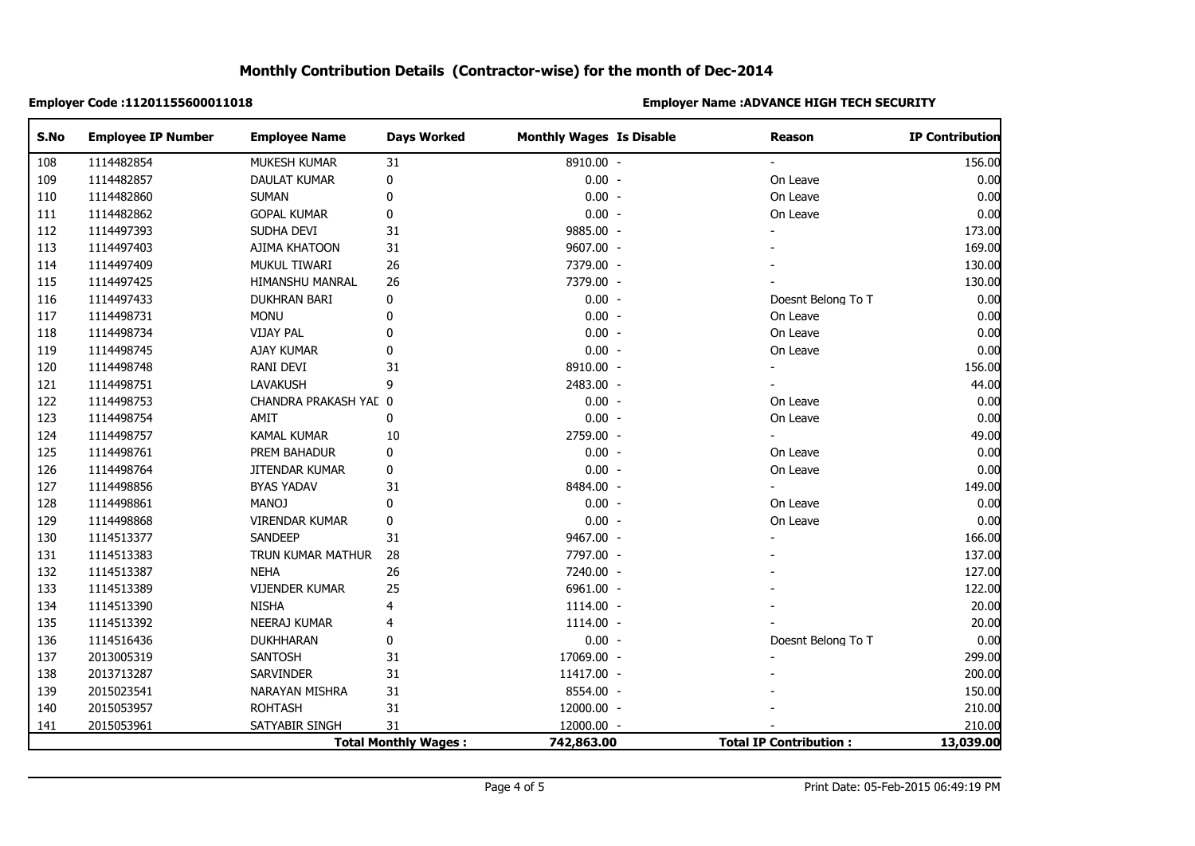## Monthly Contribution Details (Contractor-wise) for the month of Dec-2014

**Employer Code :11201155600011018**

**Employer Name :ADVANCE HIGH TECH SECURITY**

| S.No | Employee IP Number | Employee Name | Days Worked | Monthly Wages | Is Disable | Reason | IP Contribution |
|---|---|---|---|---|---|---|---|
| 108 | 1114482854 | MUKESH KUMAR | 31 | 8910.00 | - | - | 156.00 |
| 109 | 1114482857 | DAULAT KUMAR | 0 | 0.00 | - | On Leave | 0.00 |
| 110 | 1114482860 | SUMAN | 0 | 0.00 | - | On Leave | 0.00 |
| 111 | 1114482862 | GOPAL KUMAR | 0 | 0.00 | - | On Leave | 0.00 |
| 112 | 1114497393 | SUDHA DEVI | 31 | 9885.00 | - | - | 173.00 |
| 113 | 1114497403 | AJIMA KHATOON | 31 | 9607.00 | - | - | 169.00 |
| 114 | 1114497409 | MUKUL TIWARI | 26 | 7379.00 | - | - | 130.00 |
| 115 | 1114497425 | HIMANSHU MANRAL | 26 | 7379.00 | - | - | 130.00 |
| 116 | 1114497433 | DUKHRAN BARI | 0 | 0.00 | - | Doesnt Belong To T | 0.00 |
| 117 | 1114498731 | MONU | 0 | 0.00 | - | On Leave | 0.00 |
| 118 | 1114498734 | VIJAY PAL | 0 | 0.00 | - | On Leave | 0.00 |
| 119 | 1114498745 | AJAY KUMAR | 0 | 0.00 | - | On Leave | 0.00 |
| 120 | 1114498748 | RANI DEVI | 31 | 8910.00 | - | - | 156.00 |
| 121 | 1114498751 | LAVAKUSH | 9 | 2483.00 | - | - | 44.00 |
| 122 | 1114498753 | CHANDRA PRAKASH YAD | 0 | 0.00 | - | On Leave | 0.00 |
| 123 | 1114498754 | AMIT | 0 | 0.00 | - | On Leave | 0.00 |
| 124 | 1114498757 | KAMAL KUMAR | 10 | 2759.00 | - | - | 49.00 |
| 125 | 1114498761 | PREM BAHADUR | 0 | 0.00 | - | On Leave | 0.00 |
| 126 | 1114498764 | JITENDAR KUMAR | 0 | 0.00 | - | On Leave | 0.00 |
| 127 | 1114498856 | BYAS YADAV | 31 | 8484.00 | - | - | 149.00 |
| 128 | 1114498861 | MANOJ | 0 | 0.00 | - | On Leave | 0.00 |
| 129 | 1114498868 | VIRENDAR KUMAR | 0 | 0.00 | - | On Leave | 0.00 |
| 130 | 1114513377 | SANDEEP | 31 | 9467.00 | - | - | 166.00 |
| 131 | 1114513383 | TRUN KUMAR MATHUR | 28 | 7797.00 | - | - | 137.00 |
| 132 | 1114513387 | NEHA | 26 | 7240.00 | - | - | 127.00 |
| 133 | 1114513389 | VIJENDER KUMAR | 25 | 6961.00 | - | - | 122.00 |
| 134 | 1114513390 | NISHA | 4 | 1114.00 | - | - | 20.00 |
| 135 | 1114513392 | NEERAJ KUMAR | 4 | 1114.00 | - | - | 20.00 |
| 136 | 1114516436 | DUKHHARAN | 0 | 0.00 | - | Doesnt Belong To T | 0.00 |
| 137 | 2013005319 | SANTOSH | 31 | 17069.00 | - | - | 299.00 |
| 138 | 2013713287 | SARVINDER | 31 | 11417.00 | - | - | 200.00 |
| 139 | 2015023541 | NARAYAN MISHRA | 31 | 8554.00 | - | - | 150.00 |
| 140 | 2015053957 | ROHTASH | 31 | 12000.00 | - | - | 210.00 |
| 141 | 2015053961 | SATYABIR SINGH | 31 | 12000.00 | - | - | 210.00 |
| | | | **Total Monthly Wages :** | **742,863.00** | | **Total IP Contribution :** | **13,039.00** |

Print Date: 05-Feb-2015 06:49:19 PM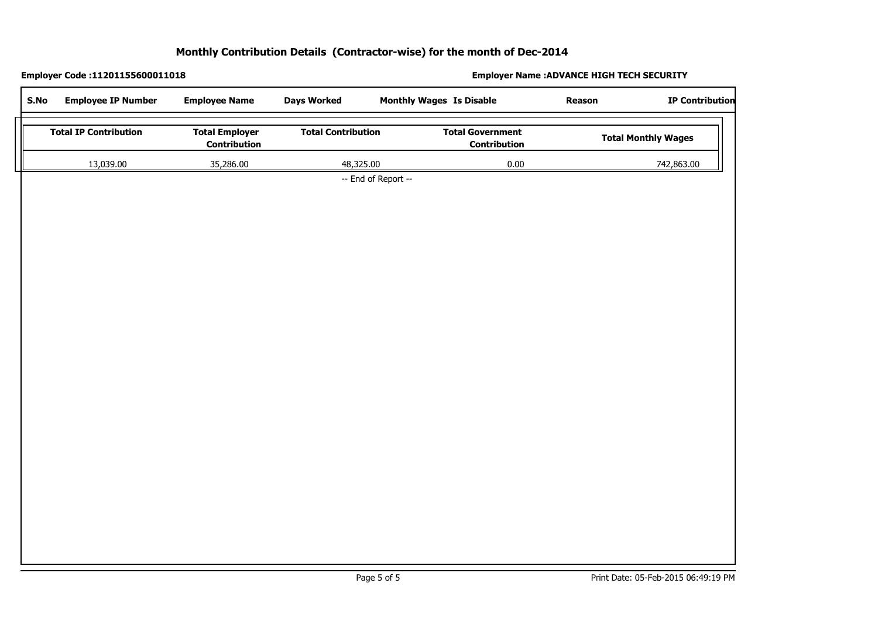## Monthly Contribution Details (Contractor-wise) for the month of Dec-2014

**Employer Code :11201155600011018**

**Employer Name :ADVANCE HIGH TECH SECURITY**

| S.No | Employee IP Number | Employee Name | Days Worked | Monthly Wages | Is Disable | Reason | IP Contribution |
|---|---|---|---|---|---|---|---|

| Total IP Contribution | Total Employer Contribution | Total Contribution | Total Government Contribution | Total Monthly Wages |
|---|---|---|---|---|
| 13,039.00 | 35,286.00 | 48,325.00 | 0.00 | 742,863.00 |

-- End of Report --

Print Date: 05-Feb-2015 06:49:19 PM